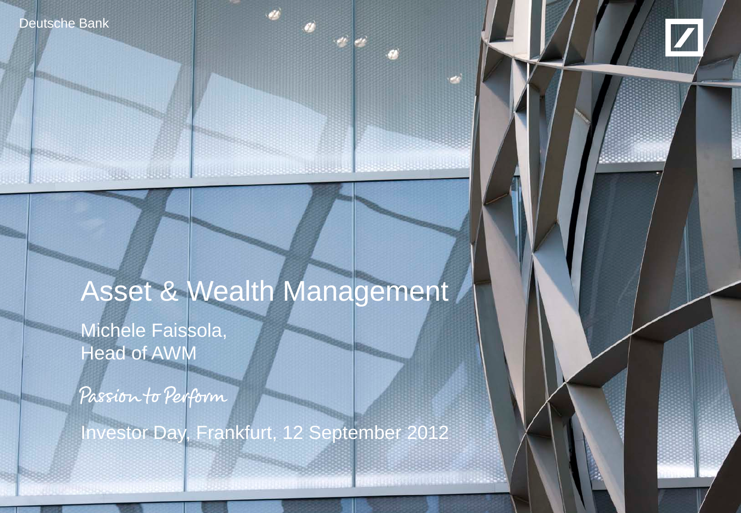Deutsche Bank

# Asset & Wealth Management

Michele Faissola,
Head of AWM

*Passion to Perform*

Investor Day, Frankfurt, 12 September 2012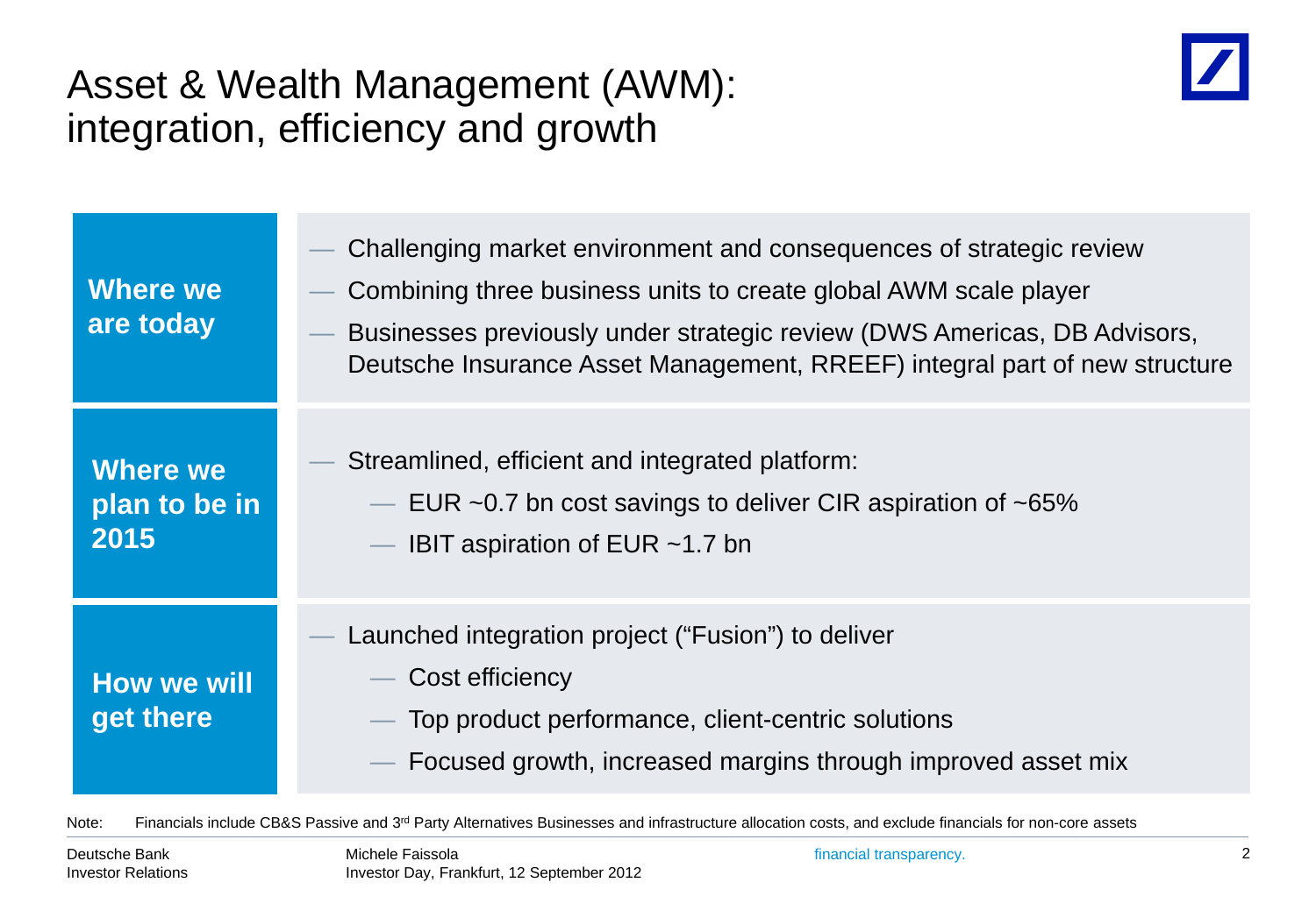# Asset & Wealth Management (AWM): integration, efficiency and growth

**Where we are today**

- Challenging market environment and consequences of strategic review
- Combining three business units to create global AWM scale player
- Businesses previously under strategic review (DWS Americas, DB Advisors, Deutsche Insurance Asset Management, RREEF) integral part of new structure

**Where we plan to be in 2015**

- Streamlined, efficient and integrated platform:
  - EUR ~0.7 bn cost savings to deliver CIR aspiration of ~65%
  - IBIT aspiration of EUR ~1.7 bn

**How we will get there**

- Launched integration project ("Fusion") to deliver
  - Cost efficiency
  - Top product performance, client-centric solutions
  - Focused growth, increased margins through improved asset mix

Note: Financials include CB&S Passive and 3rd Party Alternatives Businesses and infrastructure allocation costs, and exclude financials for non-core assets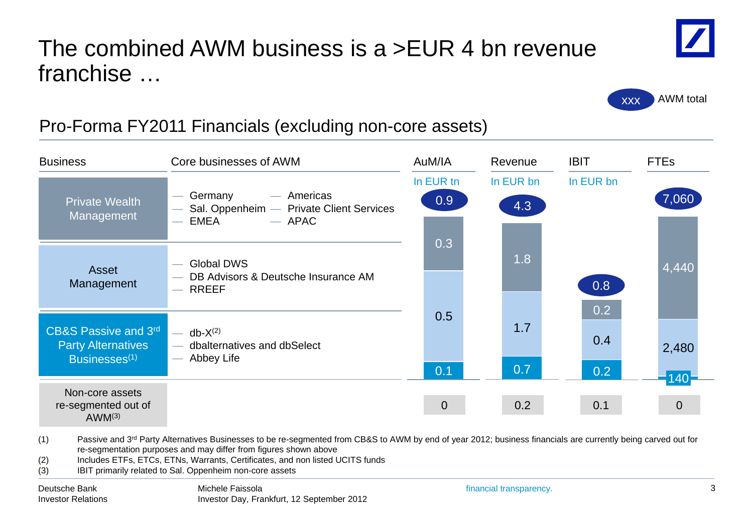# The combined AWM business is a >EUR 4 bn revenue franchise …

XXX = AWM total

## Pro-Forma FY2011 Financials (excluding non-core assets)

| Business | Core businesses of AWM | AuM/IA (In EUR tn) | Revenue (In EUR bn) | IBIT (In EUR bn) | FTEs |
|---|---|---|---|---|---|
| **AWM total** | | **0.9** | **4.3** | **0.8** | **7,060** |
| Private Wealth Management | Germany; Sal. Oppenheim; EMEA; Americas; Private Client Services; APAC | 0.3 | 1.8 | 0.2 | 4,440 |
| Asset Management | Global DWS; DB Advisors & Deutsche Insurance AM; RREEF | 0.5 | 1.7 | 0.4 | 2,480 |
| CB&S Passive and 3rd Party Alternatives Businesses[1] | db-X[2]; dbalternatives and dbSelect; Abbey Life | 0.1 | 0.7 | 0.2 | 140 |
| Non-core assets re-segmented out of AWM[3] | | 0 | 0.2 | 0.1 | 0 |

(1) Passive and 3rd Party Alternatives Businesses to be re-segmented from CB&S to AWM by end of year 2012; business financials are currently being carved out for re-segmentation purposes and may differ from figures shown above

(2) Includes ETFs, ETCs, ETNs, Warrants, Certificates, and non listed UCITS funds

(3) IBIT primarily related to Sal. Oppenheim non-core assets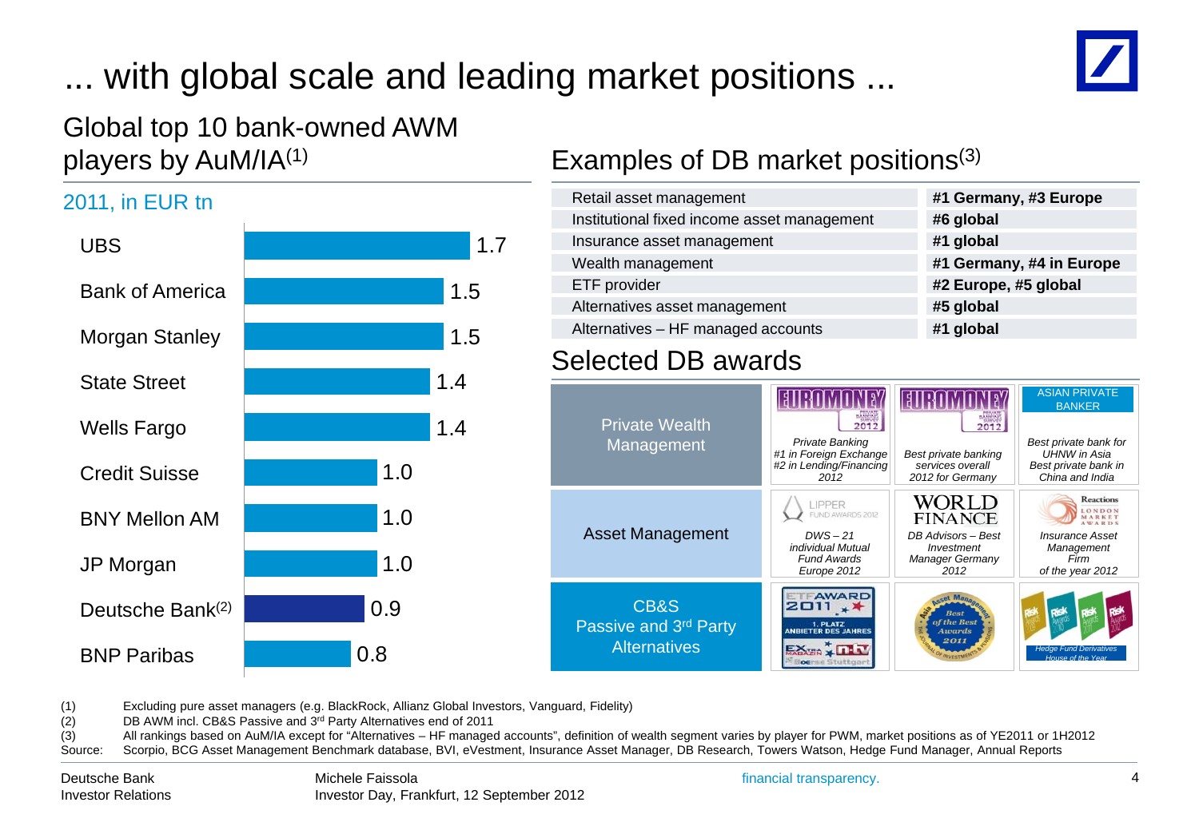# ... with global scale and leading market positions ...

## Global top 10 bank-owned AWM players by AuM/IA[1]

2011, in EUR tn

| Player | AuM/IA |
|---|---|
| UBS | 1.7 |
| Bank of America | 1.5 |
| Morgan Stanley | 1.5 |
| State Street | 1.4 |
| Wells Fargo | 1.4 |
| Credit Suisse | 1.0 |
| BNY Mellon AM | 1.0 |
| JP Morgan | 1.0 |
| Deutsche Bank[2] | 0.9 |
| BNP Paribas | 0.8 |

## Examples of DB market positions[3]

| Segment | Position |
|---|---|
| Retail asset management | **#1 Germany, #3 Europe** |
| Institutional fixed income asset management | **#6 global** |
| Insurance asset management | **#1 global** |
| Wealth management | **#1 Germany, #4 in Europe** |
| ETF provider | **#2 Europe, #5 global** |
| Alternatives asset management | **#5 global** |
| Alternatives – HF managed accounts | **#1 global** |

## Selected DB awards

| Area | Award | Award | Award |
|---|---|---|---|
| Private Wealth Management | Euromoney Private Banking Survey 2012: *Private Banking #1 in Foreign Exchange #2 in Lending/Financing 2012* | Euromoney Private Banking Survey 2012: *Best private banking services overall 2012 for Germany* | Asian Private Banker: *Best private bank for UHNW in Asia Best private bank in China and India* |
| Asset Management | Lipper Fund Awards 2012: *DWS – 21 individual Mutual Fund Awards Europe 2012* | World Finance: *DB Advisors – Best Investment Manager Germany 2012* | Reactions London Market Awards: *Insurance Asset Management Firm of the year 2012* |
| CB&S Passive and 3rd Party Alternatives | ETF Award 2011 – 1. Platz Anbieter des Jahres (Extra Magazin, n-tv, Boerse Stuttgart) | Asset Management Asia – Best of the Best Awards 2011 | Risk Awards – *Hedge Fund Derivatives House of the Year* |

(1) Excluding pure asset managers (e.g. BlackRock, Allianz Global Investors, Vanguard, Fidelity)
(2) DB AWM incl. CB&S Passive and 3rd Party Alternatives end of 2011
(3) All rankings based on AuM/IA except for "Alternatives – HF managed accounts", definition of wealth segment varies by player for PWM, market positions as of YE2011 or 1H2012
Source: Scorpio, BCG Asset Management Benchmark database, BVI, eVestment, Insurance Asset Manager, DB Research, Towers Watson, Hedge Fund Manager, Annual Reports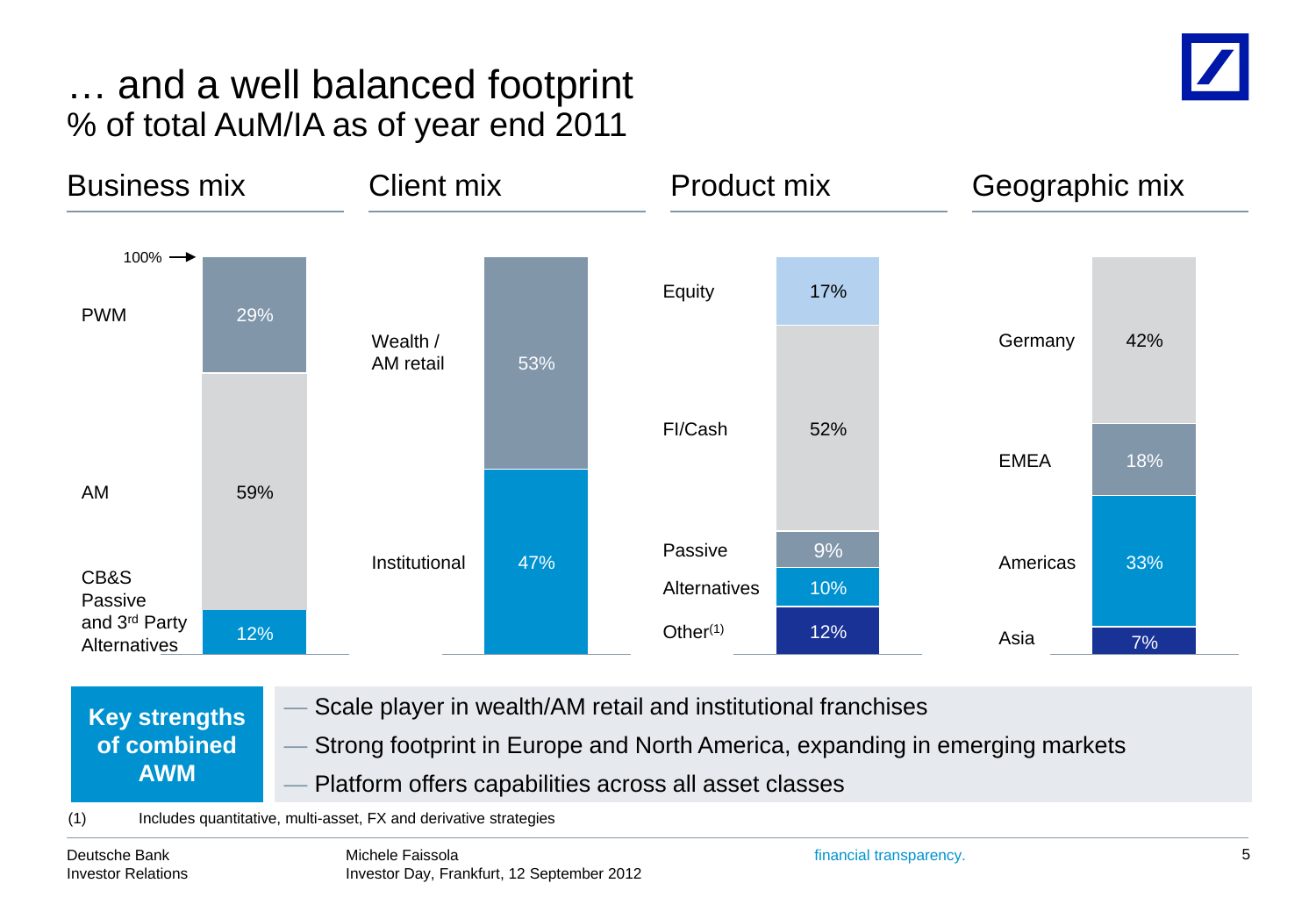# … and a well balanced footprint

% of total AuM/IA as of year end 2011

## Business mix

| Segment | % |
|---|---|
| PWM | 29% |
| AM | 59% |
| CB&S Passive and 3rd Party Alternatives | 12% |

## Client mix

| Segment | % |
|---|---|
| Wealth / AM retail | 53% |
| Institutional | 47% |

## Product mix

| Segment | % |
|---|---|
| Equity | 17% |
| FI/Cash | 52% |
| Passive | 9% |
| Alternatives | 10% |
| Other(1) | 12% |

## Geographic mix

| Segment | % |
|---|---|
| Germany | 42% |
| EMEA | 18% |
| Americas | 33% |
| Asia | 7% |

**Key strengths of combined AWM**

- Scale player in wealth/AM retail and institutional franchises
- Strong footprint in Europe and North America, expanding in emerging markets
- Platform offers capabilities across all asset classes

(1) Includes quantitative, multi-asset, FX and derivative strategies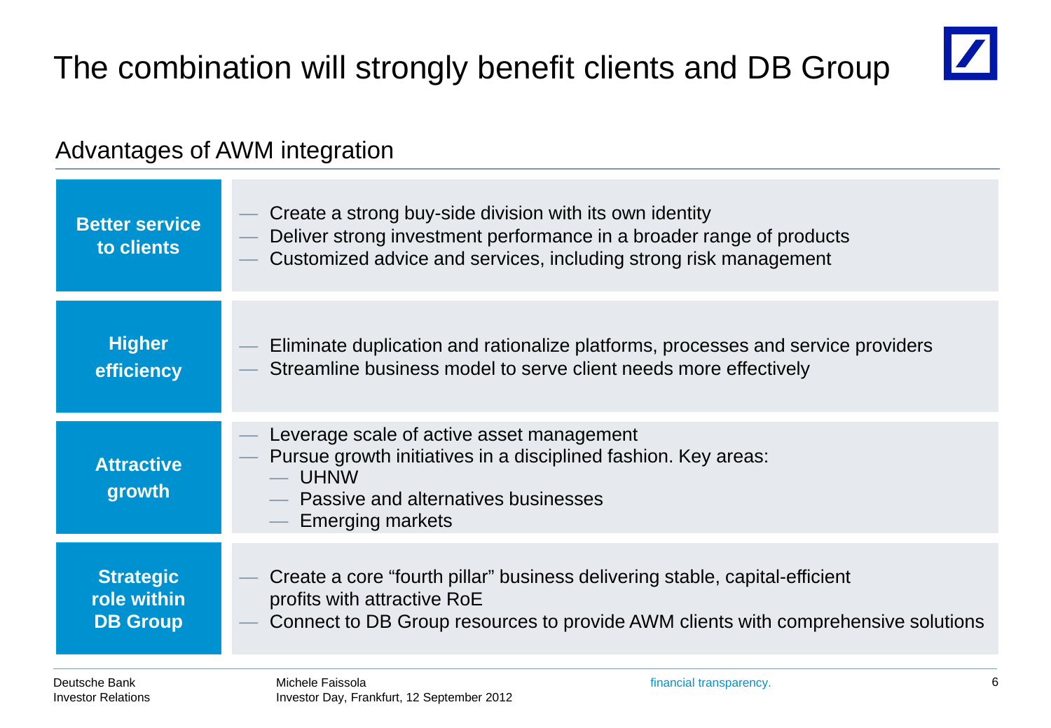# The combination will strongly benefit clients and DB Group

## Advantages of AWM integration

| | |
|---|---|
| **Better service to clients** | — Create a strong buy-side division with its own identity<br>— Deliver strong investment performance in a broader range of products<br>— Customized advice and services, including strong risk management |
| **Higher efficiency** | — Eliminate duplication and rationalize platforms, processes and service providers<br>— Streamline business model to serve client needs more effectively |
| **Attractive growth** | — Leverage scale of active asset management<br>— Pursue growth initiatives in a disciplined fashion. Key areas:<br>&nbsp;&nbsp;— UHNW<br>&nbsp;&nbsp;— Passive and alternatives businesses<br>&nbsp;&nbsp;— Emerging markets |
| **Strategic role within DB Group** | — Create a core “fourth pillar” business delivering stable, capital-efficient profits with attractive RoE<br>— Connect to DB Group resources to provide AWM clients with comprehensive solutions |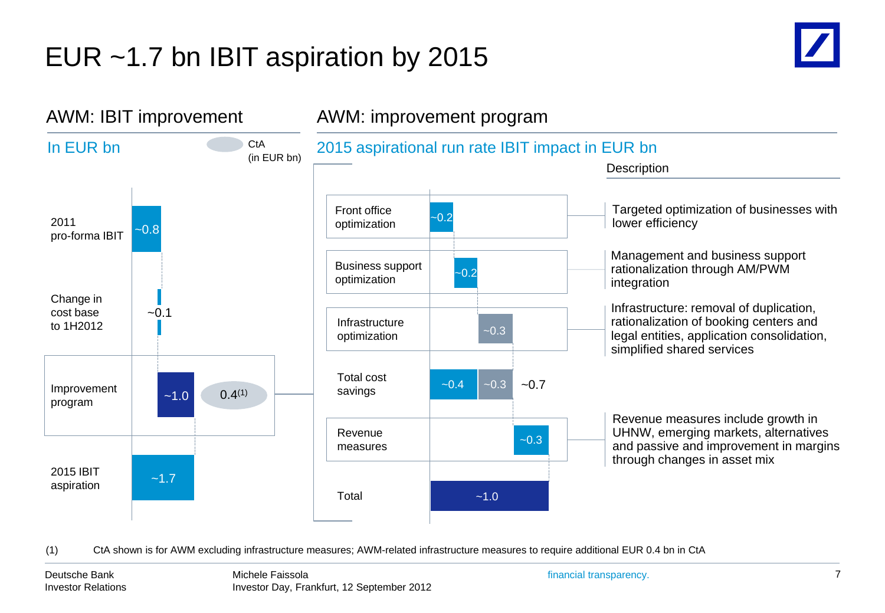# EUR ~1.7 bn IBIT aspiration by 2015

## AWM: IBIT improvement

In EUR bn

| | In EUR bn | CtA (in EUR bn) |
|---|---|---|
| 2011 pro-forma IBIT | ~0.8 | |
| Change in cost base to 1H2012 | ~0.1 | |
| Improvement program | ~1.0 | 0.4[1] |
| 2015 IBIT aspiration | ~1.7 | |

## AWM: improvement program

2015 aspirational run rate IBIT impact in EUR bn

| | IBIT impact | Description |
|---|---|---|
| Front office optimization | ~0.2 | Targeted optimization of businesses with lower efficiency |
| Business support optimization | ~0.2 | Management and business support rationalization through AM/PWM integration |
| Infrastructure optimization | ~0.3 | Infrastructure: removal of duplication, rationalization of booking centers and legal entities, application consolidation, simplified shared services |
| Total cost savings | ~0.4 + ~0.3 = ~0.7 | |
| Revenue measures | ~0.3 | Revenue measures include growth in UHNW, emerging markets, alternatives and passive and improvement in margins through changes in asset mix |
| Total | ~1.0 | |

(1) CtA shown is for AWM excluding infrastructure measures; AWM-related infrastructure measures to require additional EUR 0.4 bn in CtA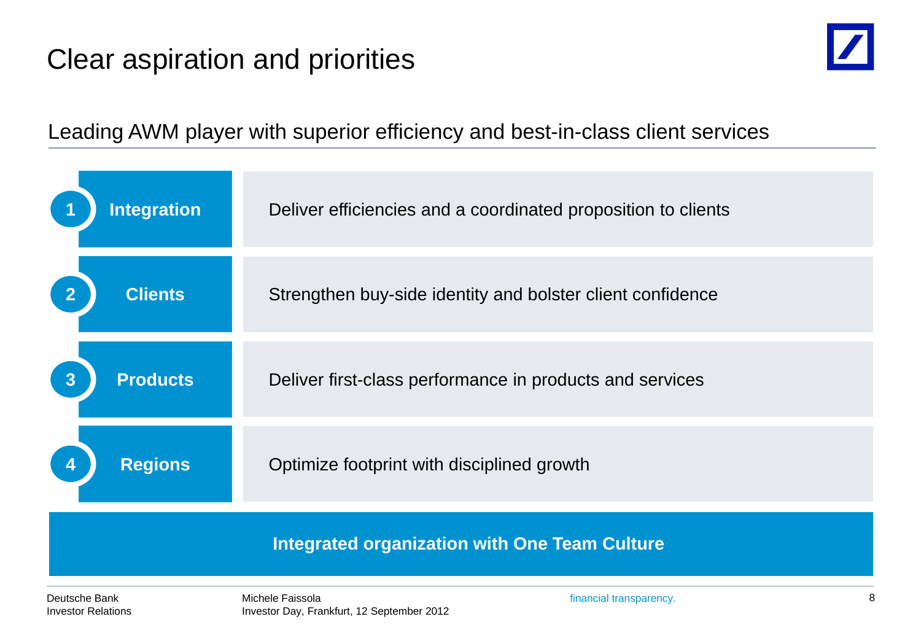# Clear aspiration and priorities

## Leading AWM player with superior efficiency and best-in-class client services

| # | Priority | Description |
|---|---|---|
| 1 | **Integration** | Deliver efficiencies and a coordinated proposition to clients |
| 2 | **Clients** | Strengthen buy-side identity and bolster client confidence |
| 3 | **Products** | Deliver first-class performance in products and services |
| 4 | **Regions** | Optimize footprint with disciplined growth |

**Integrated organization with One Team Culture**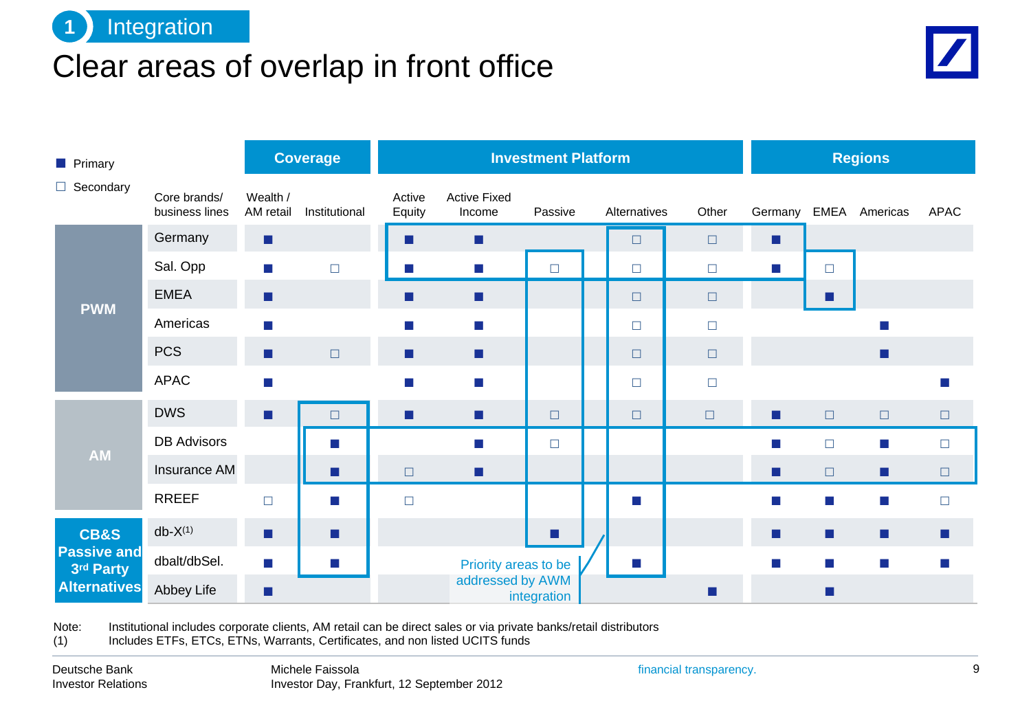## 1 Integration

# Clear areas of overlap in front office

■ Primary
□ Secondary

| | Core brands/ business lines | Coverage | | Investment Platform | | | | | Regions | | | |
|---|---|---|---|---|---|---|---|---|---|---|---|---|
| | | Wealth / AM retail | Institutional | Active Equity | Active Fixed Income | Passive | Alternatives | Other | Germany | EMEA | Americas | APAC |
| PWM | Germany | ■ | | ■ | ■ | | □ | □ | ■ | | | |
| | Sal. Opp | ■ | □ | ■ | ■ | □ | □ | □ | ■ | □ | | |
| | EMEA | ■ | | ■ | ■ | | □ | □ | | ■ | | |
| | Americas | ■ | | ■ | ■ | | □ | □ | | | ■ | |
| | PCS | ■ | □ | ■ | ■ | | □ | □ | | | ■ | |
| | APAC | ■ | | ■ | ■ | | □ | □ | | | | ■ |
| AM | DWS | ■ | □ | ■ | ■ | □ | □ | □ | ■ | □ | □ | □ |
| | DB Advisors | | ■ | | ■ | □ | | | ■ | □ | ■ | □ |
| | Insurance AM | | ■ | □ | ■ | | | | ■ | □ | ■ | □ |
| | RREEF | □ | ■ | □ | | | ■ | | ■ | ■ | ■ | □ |
| CB&S Passive and 3rd Party Alternatives | db-X[(1)] | ■ | ■ | | | ■ | | | ■ | ■ | ■ | ■ |
| | dbalt/dbSel. | ■ | ■ | | | | ■ | | ■ | ■ | ■ | ■ |
| | Abbey Life | ■ | | | | | | ■ | | ■ | | |

Priority areas to be addressed by AWM integration

Note: Institutional includes corporate clients, AM retail can be direct sales or via private banks/retail distributors
(1) Includes ETFs, ETCs, ETNs, Warrants, Certificates, and non listed UCITS funds

Deutsche Bank
Investor Relations

Michele Faissola
Investor Day, Frankfurt, 12 September 2012

financial transparency.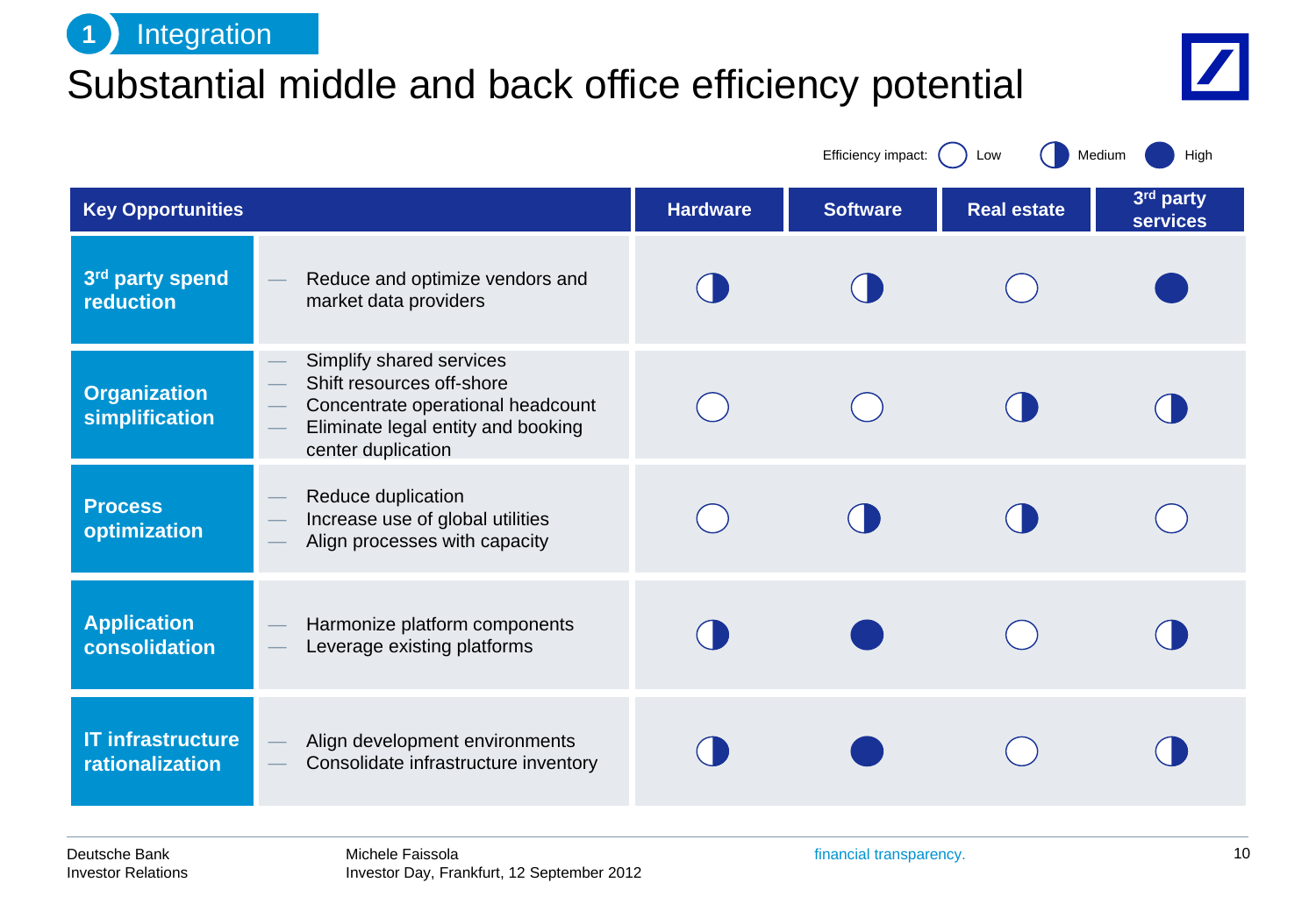1 Integration

# Substantial middle and back office efficiency potential

Efficiency impact: ○ Low ◑ Medium ● High

| Key Opportunities | | Hardware | Software | Real estate | 3rd party services |
|---|---|---|---|---|---|
| **3rd party spend reduction** | — Reduce and optimize vendors and market data providers | Medium | Medium | Low | High |
| **Organization simplification** | — Simplify shared services<br>— Shift resources off-shore<br>— Concentrate operational headcount<br>— Eliminate legal entity and booking center duplication | Low | Low | Medium | Medium |
| **Process optimization** | — Reduce duplication<br>— Increase use of global utilities<br>— Align processes with capacity | Low | Medium | Medium | Low |
| **Application consolidation** | — Harmonize platform components<br>— Leverage existing platforms | Medium | High | Low | Medium |
| **IT infrastructure rationalization** | — Align development environments<br>— Consolidate infrastructure inventory | Medium | High | Low | Medium |

Deutsche Bank
Investor Relations

Michele Faissola
Investor Day, Frankfurt, 12 September 2012

financial transparency.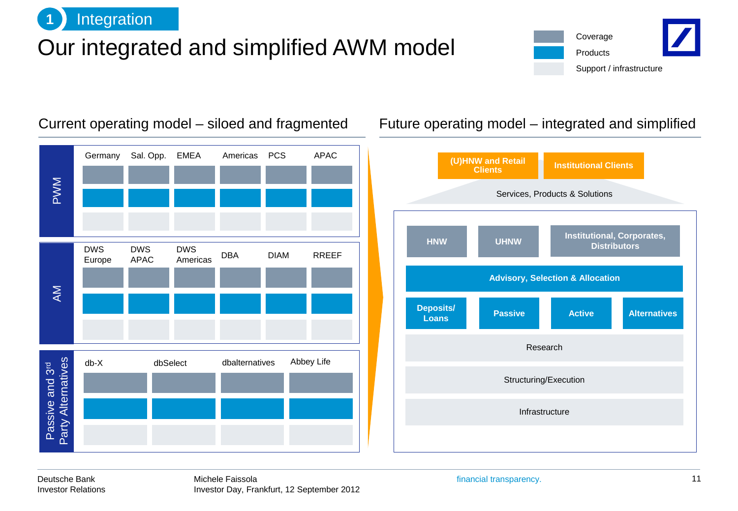# 1 Integration

## Our integrated and simplified AWM model

Legend: Coverage | Products | Support / infrastructure

### Current operating model – siloed and fragmented

**PWM**: Germany, Sal. Opp., EMEA, Americas, PCS, APAC

**AM**: DWS Europe, DWS APAC, DWS Americas, DBA, DIAM, RREEF

**Passive and 3rd Party Alternatives**: db-X, dbSelect, dbalternatives, Abbey Life

### Future operating model – integrated and simplified

(U)HNW and Retail Clients | Institutional Clients

Services, Products & Solutions

- HNW
- UHNW
- Institutional, Corporates, Distributors

Advisory, Selection & Allocation

- Deposits/ Loans
- Passive
- Active
- Alternatives

Research

Structuring/Execution

Infrastructure

Deutsche Bank
Investor Relations

Michele Faissola
Investor Day, Frankfurt, 12 September 2012

financial transparency.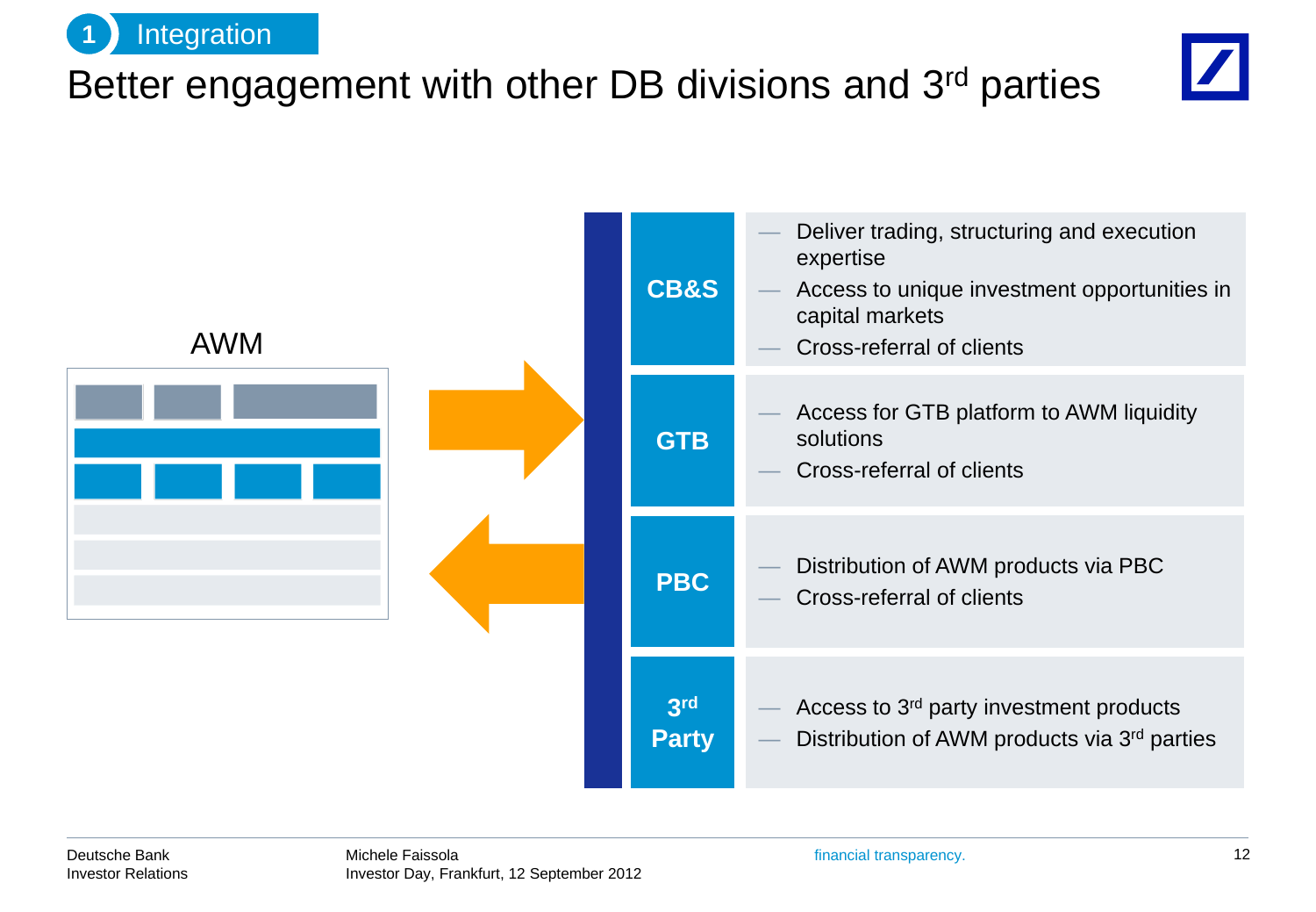1 Integration

# Better engagement with other DB divisions and 3rd parties

AWM

| | |
|---|---|
| **CB&S** | — Deliver trading, structuring and execution expertise<br>— Access to unique investment opportunities in capital markets<br>— Cross-referral of clients |
| **GTB** | — Access for GTB platform to AWM liquidity solutions<br>— Cross-referral of clients |
| **PBC** | — Distribution of AWM products via PBC<br>— Cross-referral of clients |
| **3rd Party** | — Access to 3rd party investment products<br>— Distribution of AWM products via 3rd parties |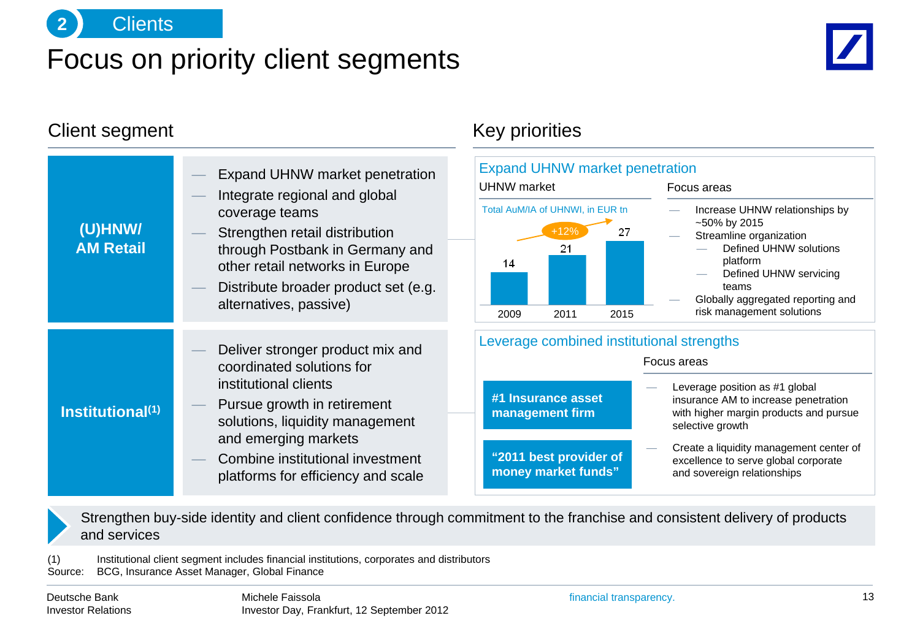# 2 Clients

# Focus on priority client segments

## Client segment

### (U)HNW/ AM Retail

- Expand UHNW market penetration
- Integrate regional and global coverage teams
- Strengthen retail distribution through Postbank in Germany and other retail networks in Europe
- Distribute broader product set (e.g. alternatives, passive)

### Institutional[1]

- Deliver stronger product mix and coordinated solutions for institutional clients
- Pursue growth in retirement solutions, liquidity management and emerging markets
- Combine institutional investment platforms for efficiency and scale

## Key priorities

### Expand UHNW market penetration

**UHNW market**

Total AuM/IA of UHNWI, in EUR tn

| 2009 | 2011 | 2015 |
|---|---|---|
| 14 | 21 | 27 |

+12%

**Focus areas**

- Increase UHNW relationships by ~50% by 2015
- Streamline organization
  - Defined UHNW solutions platform
  - Defined UHNW servicing teams
- Globally aggregated reporting and risk management solutions

### Leverage combined institutional strengths

**#1 Insurance asset management firm**

**"2011 best provider of money market funds"**

**Focus areas**

- Leverage position as #1 global insurance AM to increase penetration with higher margin products and pursue selective growth
- Create a liquidity management center of excellence to serve global corporate and sovereign relationships

Strengthen buy-side identity and client confidence through commitment to the franchise and consistent delivery of products and services

(1) Institutional client segment includes financial institutions, corporates and distributors

Source: BCG, Insurance Asset Manager, Global Finance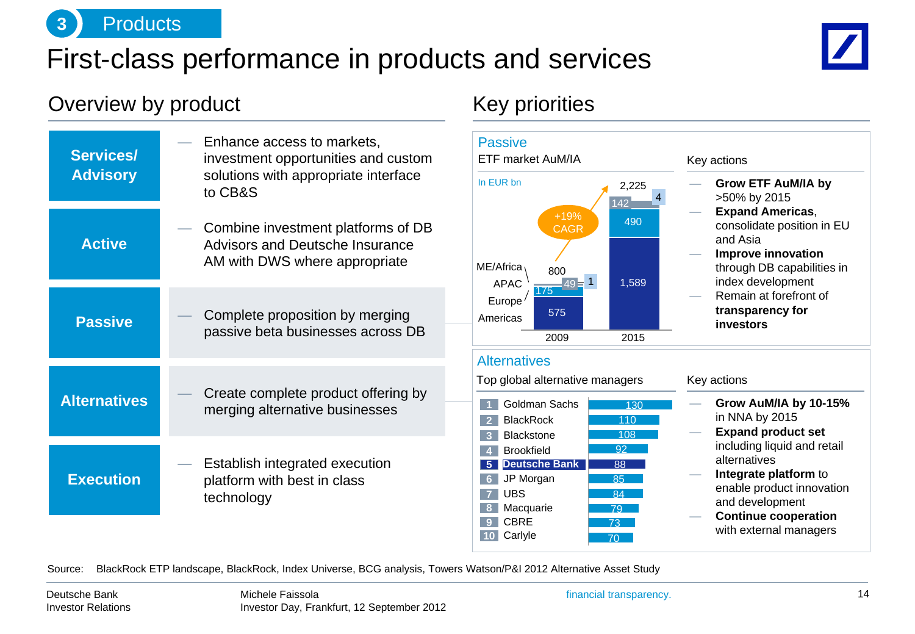# 3 Products

# First-class performance in products and services

## Overview by product

| Product | Description |
|---|---|
| **Services/ Advisory** | — Enhance access to markets, investment opportunities and custom solutions with appropriate interface to CB&S |
| **Active** | — Combine investment platforms of DB Advisors and Deutsche Insurance AM with DWS where appropriate |
| **Passive** | — Complete proposition by merging passive beta businesses across DB |
| **Alternatives** | — Create complete product offering by merging alternative businesses |
| **Execution** | — Establish integrated execution platform with best in class technology |

## Key priorities

### Passive

**ETF market AuM/IA**

In EUR bn

| Region | 2009 | 2015 |
|---|---|---|
| Americas | 575 | 1,589 |
| Europe | 175 | 490 |
| APAC | 49 | 142 |
| ME/Africa | 1 | 4 |
| **Total** | **800** | **2,225** |

+19% CAGR

**Key actions**

- **Grow ETF AuM/IA by** >50% by 2015
- **Expand Americas**, consolidate position in EU and Asia
- **Improve innovation** through DB capabilities in index development
- Remain at forefront of **transparency for investors**

### Alternatives

**Top global alternative managers**

| Rank | Manager | Value |
|---|---|---|
| 1 | Goldman Sachs | 130 |
| 2 | BlackRock | 110 |
| 3 | Blackstone | 108 |
| 4 | Brookfield | 92 |
| 5 | **Deutsche Bank** | **88** |
| 6 | JP Morgan | 85 |
| 7 | UBS | 84 |
| 8 | Macquarie | 79 |
| 9 | CBRE | 73 |
| 10 | Carlyle | 70 |

**Key actions**

- **Grow AuM/IA by 10-15%** in NNA by 2015
- **Expand product set** including liquid and retail alternatives
- **Integrate platform** to enable product innovation and development
- **Continue cooperation** with external managers

Source: BlackRock ETP landscape, BlackRock, Index Universe, BCG analysis, Towers Watson/P&I 2012 Alternative Asset Study

Deutsche Bank
Investor Relations

Michele Faissola
Investor Day, Frankfurt, 12 September 2012

financial transparency.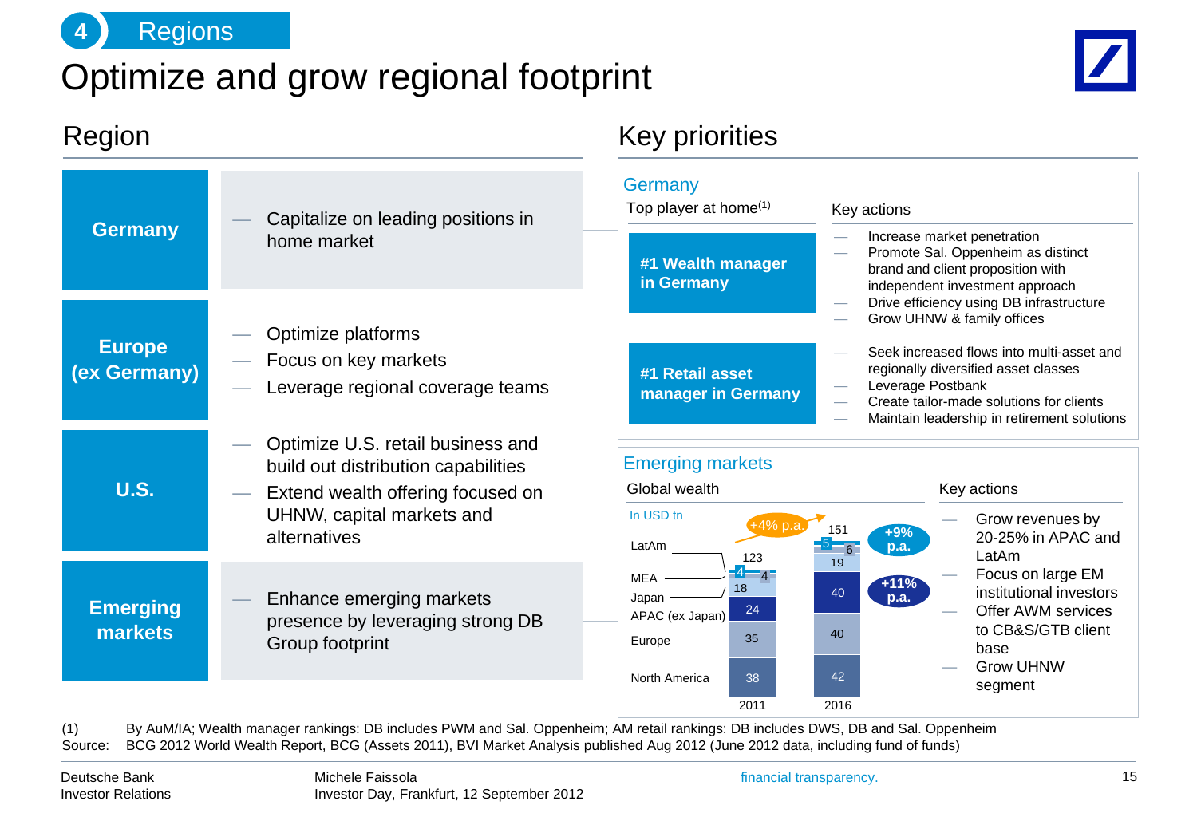# 4 Regions

# Optimize and grow regional footprint

## Region

| Region | Priorities |
|---|---|
| **Germany** | — Capitalize on leading positions in home market |
| **Europe (ex Germany)** | — Optimize platforms<br>— Focus on key markets<br>— Leverage regional coverage teams |
| **U.S.** | — Optimize U.S. retail business and build out distribution capabilities<br>— Extend wealth offering focused on UHNW, capital markets and alternatives |
| **Emerging markets** | — Enhance emerging markets presence by leveraging strong DB Group footprint |

## Key priorities

### Germany

Top player at home[1]

**#1 Wealth manager in Germany**

Key actions:
- Increase market penetration
- Promote Sal. Oppenheim as distinct brand and client proposition with independent investment approach
- Drive efficiency using DB infrastructure
- Grow UHNW & family offices

**#1 Retail asset manager in Germany**

Key actions:
- Seek increased flows into multi-asset and regionally diversified asset classes
- Leverage Postbank
- Create tailor-made solutions for clients
- Maintain leadership in retirement solutions

### Emerging markets

Global wealth

In USD tn

| | 2011 | 2016 |
|---|---|---|
| LatAm | 4 | 5 |
| MEA | 4 | 6 |
| Japan | 18 | 19 |
| APAC (ex Japan) | 24 | 40 |
| Europe | 35 | 40 |
| North America | 38 | 42 |
| **Total** | **123** | **151** |

Total growth: +4% p.a.; LatAm and MEA: +9% p.a.; APAC (ex Japan): +11% p.a.

Key actions:
- Grow revenues by 20-25% in APAC and LatAm
- Focus on large EM institutional investors
- Offer AWM services to CB&S/GTB client base
- Grow UHNW segment

(1) By AuM/IA; Wealth manager rankings: DB includes PWM and Sal. Oppenheim; AM retail rankings: DB includes DWS, DB and Sal. Oppenheim

Source: BCG 2012 World Wealth Report, BCG (Assets 2011), BVI Market Analysis published Aug 2012 (June 2012 data, including fund of funds)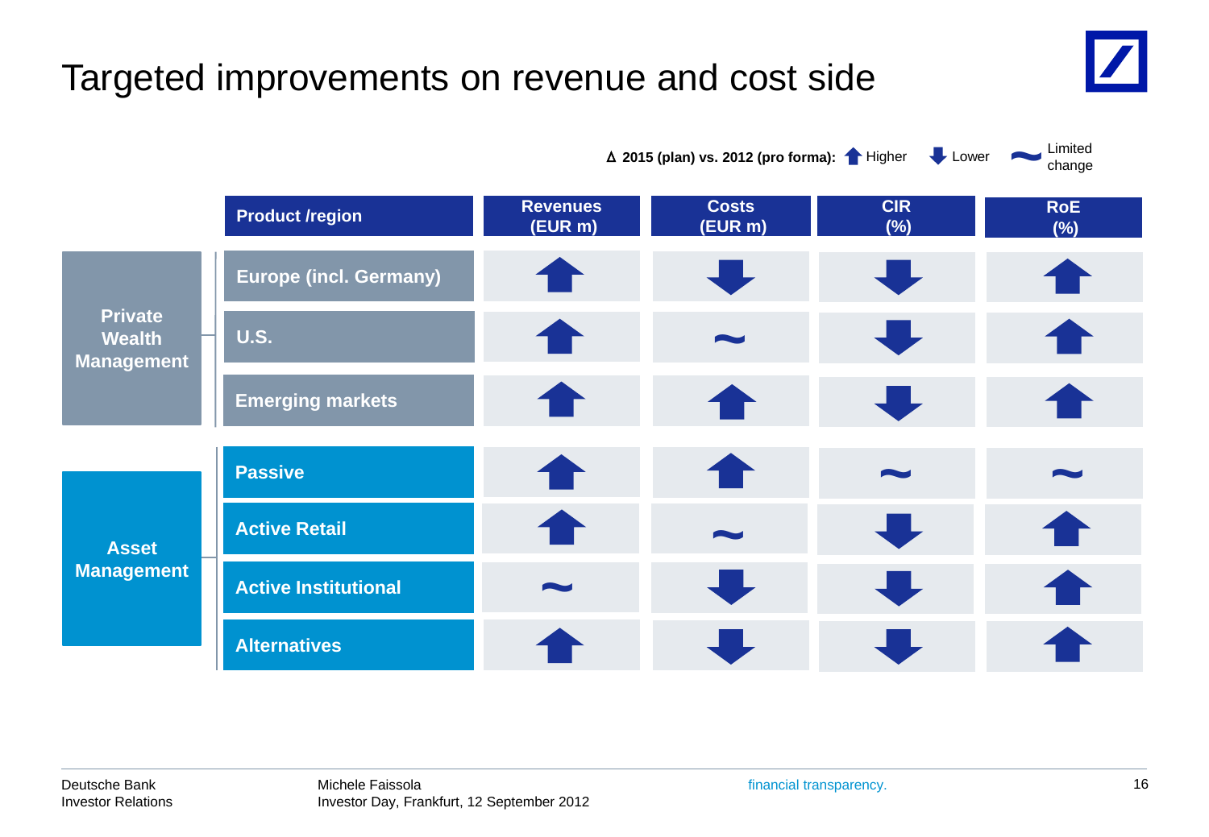# Targeted improvements on revenue and cost side

Δ 2015 (plan) vs. 2012 (pro forma): ↑ Higher ↓ Lower ~ Limited change

| | Product /region | Revenues (EUR m) | Costs (EUR m) | CIR (%) | RoE (%) |
|---|---|---|---|---|---|
| Private Wealth Management | Europe (incl. Germany) | ↑ | ↓ | ↓ | ↑ |
| | U.S. | ↑ | ~ | ↓ | ↑ |
| | Emerging markets | ↑ | ↑ | ↓ | ↑ |
| Asset Management | Passive | ↑ | ↑ | ~ | ~ |
| | Active Retail | ↑ | ~ | ↓ | ↑ |
| | Active Institutional | ~ | ↓ | ↓ | ↑ |
| | Alternatives | ↑ | ↓ | ↓ | ↑ |

Deutsche Bank
Investor Relations

Michele Faissola
Investor Day, Frankfurt, 12 September 2012

financial transparency.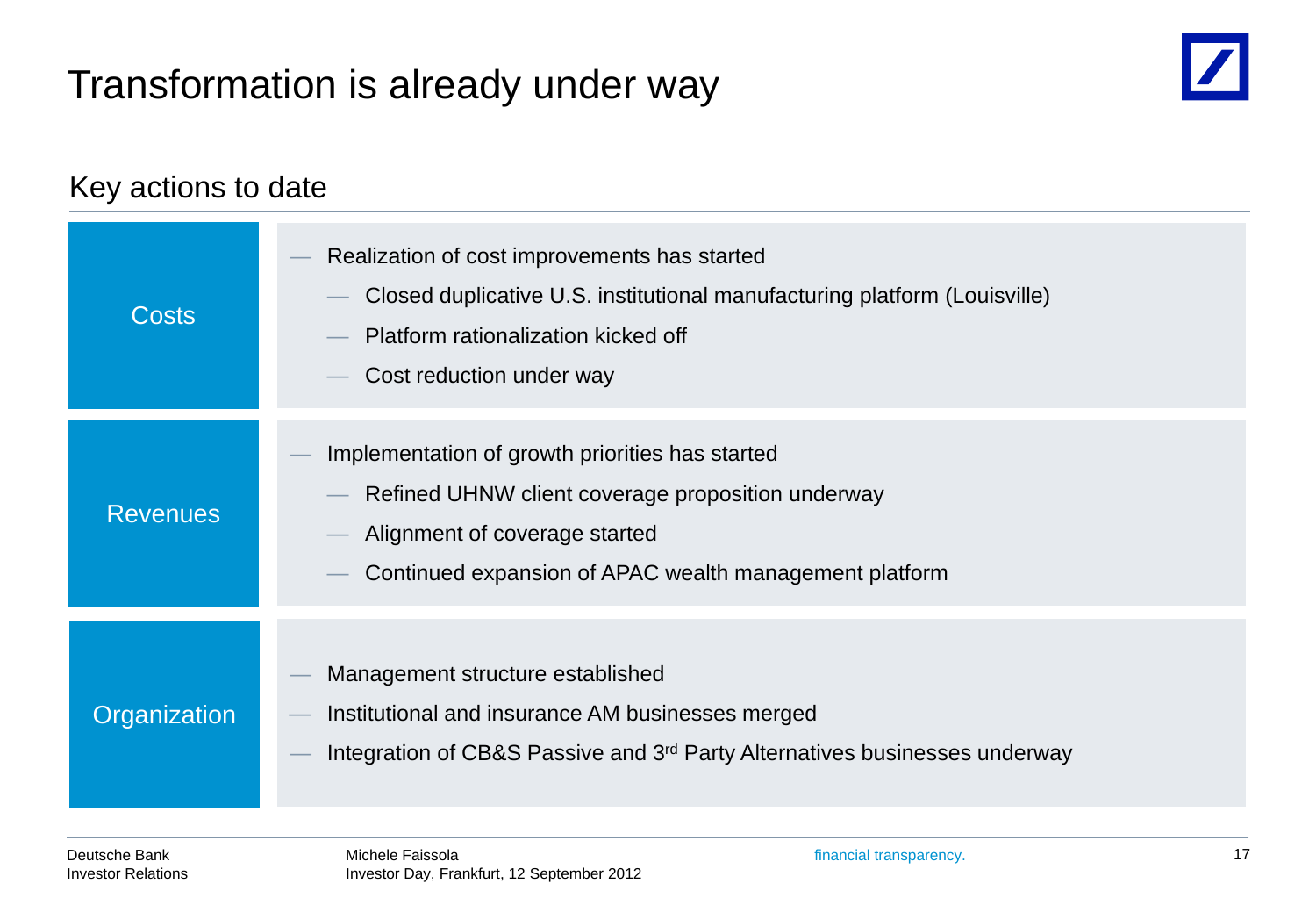# Transformation is already under way

## Key actions to date

### Costs

- Realization of cost improvements has started
  - Closed duplicative U.S. institutional manufacturing platform (Louisville)
  - Platform rationalization kicked off
  - Cost reduction under way

### Revenues

- Implementation of growth priorities has started
  - Refined UHNW client coverage proposition underway
  - Alignment of coverage started
  - Continued expansion of APAC wealth management platform

### Organization

- Management structure established
- Institutional and insurance AM businesses merged
- Integration of CB&S Passive and 3rd Party Alternatives businesses underway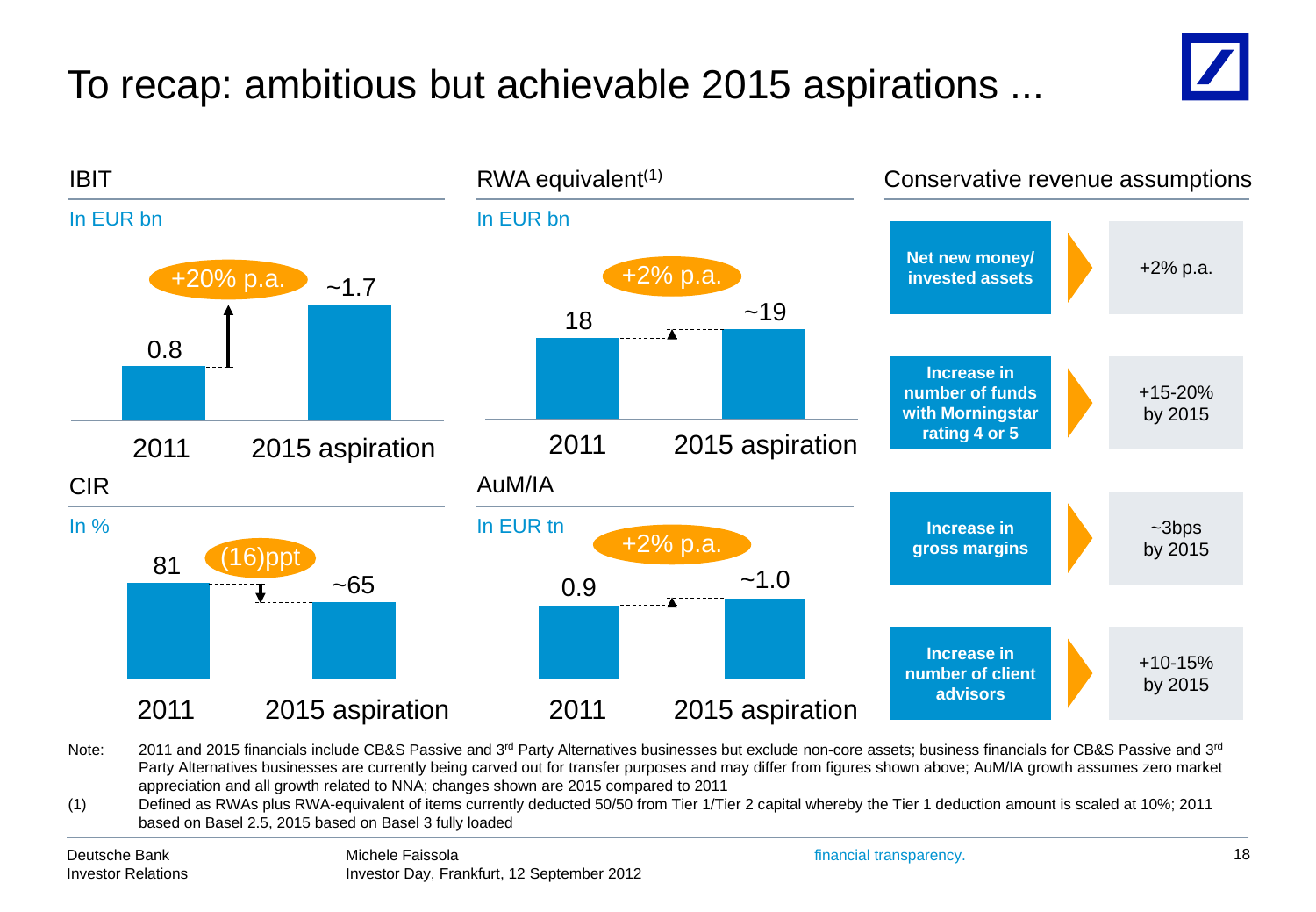# To recap: ambitious but achievable 2015 aspirations ...

## IBIT

In EUR bn

| | 2011 | 2015 aspiration |
|---|---|---|
| IBIT | 0.8 | ~1.7 |

+20% p.a.

## RWA equivalent[1]

In EUR bn

| | 2011 | 2015 aspiration |
|---|---|---|
| RWA equivalent | 18 | ~19 |

+2% p.a.

## CIR

In %

| | 2011 | 2015 aspiration |
|---|---|---|
| CIR | 81 | ~65 |

(16)ppt

## AuM/IA

In EUR tn

| | 2011 | 2015 aspiration |
|---|---|---|
| AuM/IA | 0.9 | ~1.0 |

+2% p.a.

## Conservative revenue assumptions

| Assumption | Target |
|---|---|
| **Net new money/ invested assets** | +2% p.a. |
| **Increase in number of funds with Morningstar rating 4 or 5** | +15-20% by 2015 |
| **Increase in gross margins** | ~3bps by 2015 |
| **Increase in number of client advisors** | +10-15% by 2015 |

Note: 2011 and 2015 financials include CB&S Passive and 3rd Party Alternatives businesses but exclude non-core assets; business financials for CB&S Passive and 3rd Party Alternatives businesses are currently being carved out for transfer purposes and may differ from figures shown above; AuM/IA growth assumes zero market appreciation and all growth related to NNA; changes shown are 2015 compared to 2011

(1) Defined as RWAs plus RWA-equivalent of items currently deducted 50/50 from Tier 1/Tier 2 capital whereby the Tier 1 deduction amount is scaled at 10%; 2011 based on Basel 2.5, 2015 based on Basel 3 fully loaded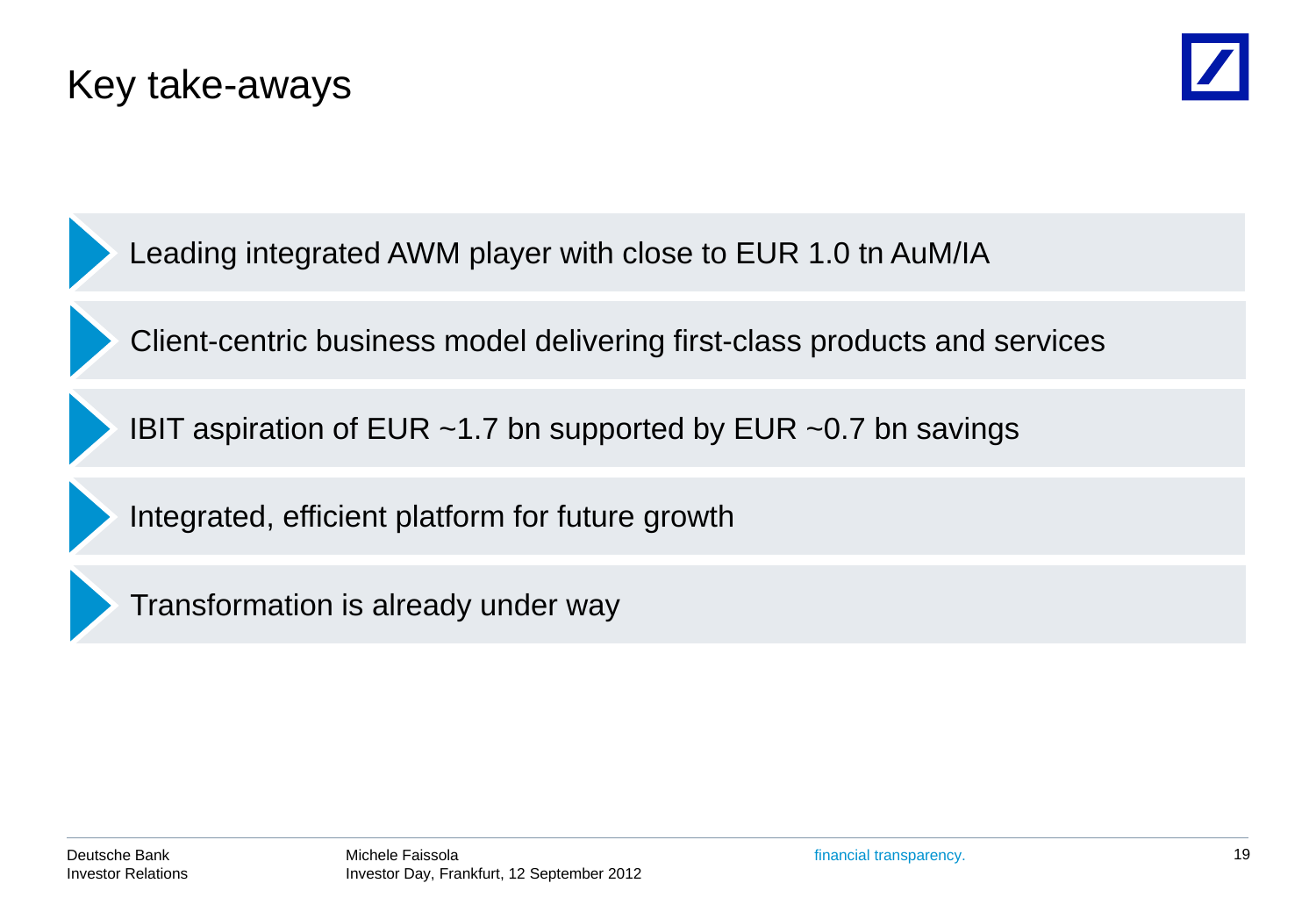# Key take-aways

- Leading integrated AWM player with close to EUR 1.0 tn AuM/IA
- Client-centric business model delivering first-class products and services
- IBIT aspiration of EUR ~1.7 bn supported by EUR ~0.7 bn savings
- Integrated, efficient platform for future growth
- Transformation is already under way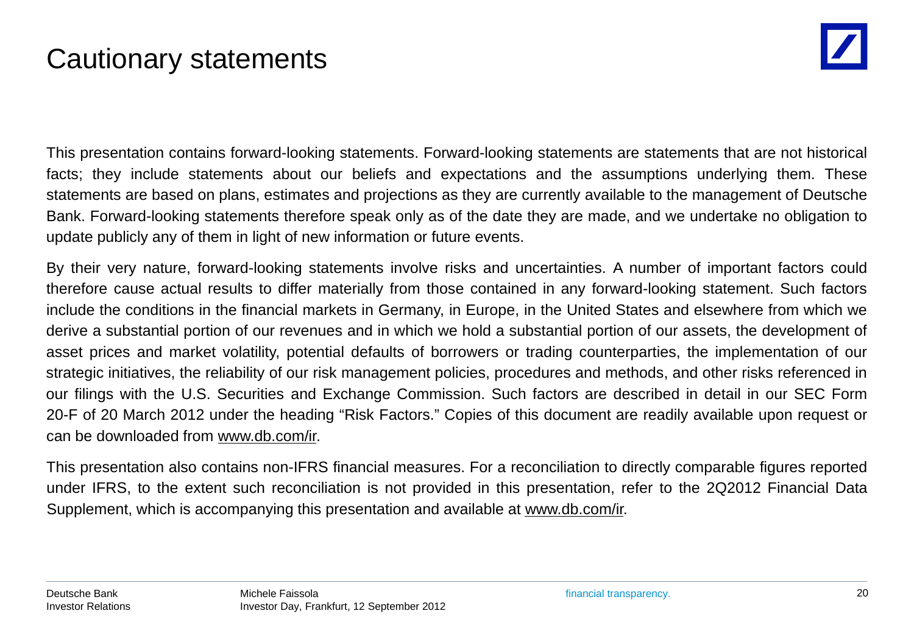# Cautionary statements

This presentation contains forward-looking statements. Forward-looking statements are statements that are not historical facts; they include statements about our beliefs and expectations and the assumptions underlying them. These statements are based on plans, estimates and projections as they are currently available to the management of Deutsche Bank. Forward-looking statements therefore speak only as of the date they are made, and we undertake no obligation to update publicly any of them in light of new information or future events.

By their very nature, forward-looking statements involve risks and uncertainties. A number of important factors could therefore cause actual results to differ materially from those contained in any forward-looking statement. Such factors include the conditions in the financial markets in Germany, in Europe, in the United States and elsewhere from which we derive a substantial portion of our revenues and in which we hold a substantial portion of our assets, the development of asset prices and market volatility, potential defaults of borrowers or trading counterparties, the implementation of our strategic initiatives, the reliability of our risk management policies, procedures and methods, and other risks referenced in our filings with the U.S. Securities and Exchange Commission. Such factors are described in detail in our SEC Form 20-F of 20 March 2012 under the heading "Risk Factors." Copies of this document are readily available upon request or can be downloaded from www.db.com/ir.

This presentation also contains non-IFRS financial measures. For a reconciliation to directly comparable figures reported under IFRS, to the extent such reconciliation is not provided in this presentation, refer to the 2Q2012 Financial Data Supplement, which is accompanying this presentation and available at www.db.com/ir.